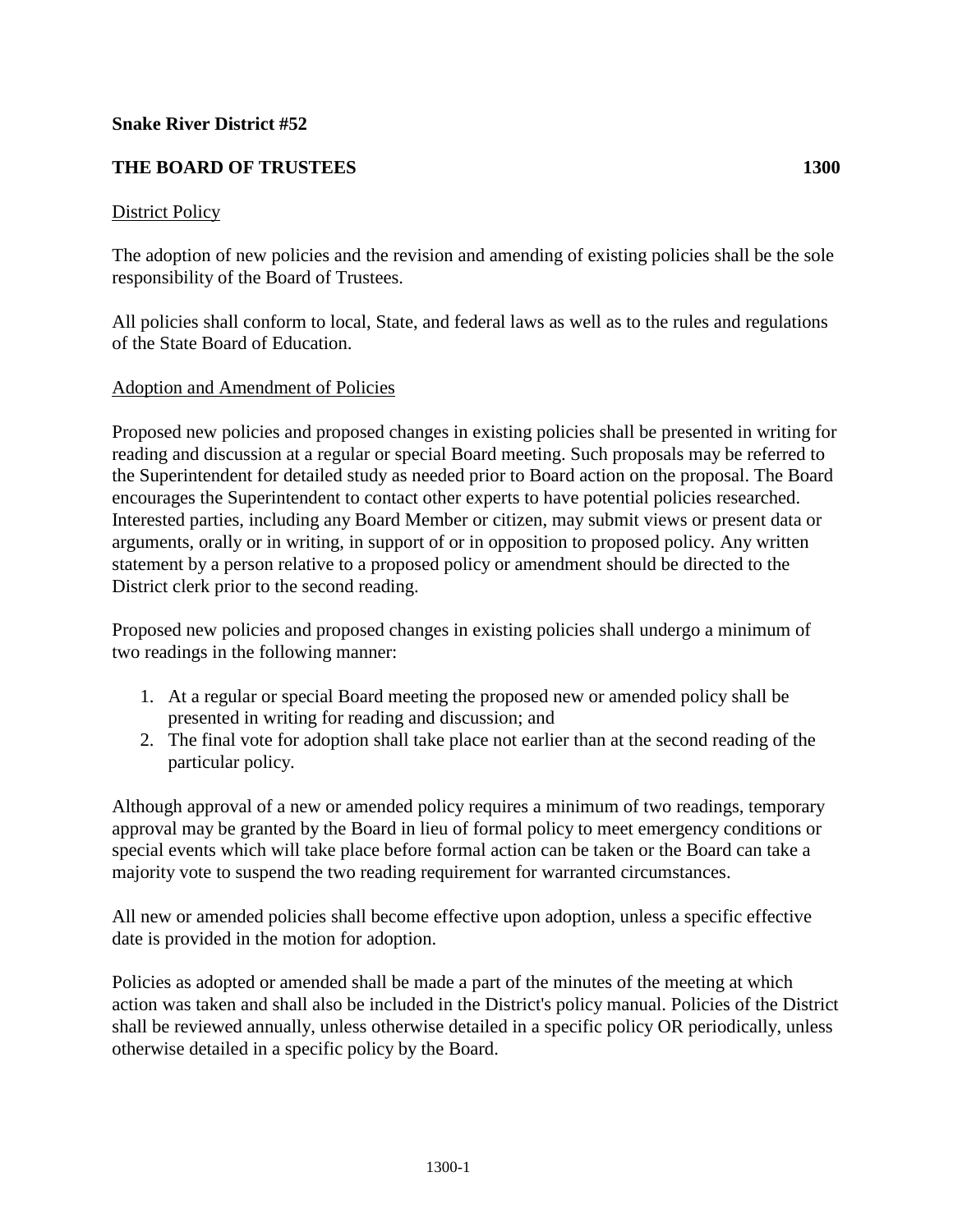**Snake River District #52**

**THE BOARD OF TRUSTEES 1300**

District Policy

The adoption of new policies and the revision and amending of existing policies shall be the sole responsibility of the Board of Trustees.

All policies shall conform to local, State, and federal laws as well as to the rules and regulations of the State Board of Education.

Adoption and Amendment of Policies

Proposed new policies and proposed changes in existing policies shall be presented in writing for reading and discussion at a regular or special Board meeting. Such proposals may be referred to the Superintendent for detailed study as needed prior to Board action on the proposal. The Board encourages the Superintendent to contact other experts to have potential policies researched. Interested parties, including any Board Member or citizen, may submit views or present data or arguments, orally or in writing, in support of or in opposition to proposed policy. Any written statement by a person relative to a proposed policy or amendment should be directed to the District clerk prior to the second reading.

Proposed new policies and proposed changes in existing policies shall undergo a minimum of two readings in the following manner:

1. At a regular or special Board meeting the proposed new or amended policy shall be presented in writing for reading and discussion; and
2. The final vote for adoption shall take place not earlier than at the second reading of the particular policy.

Although approval of a new or amended policy requires a minimum of two readings, temporary approval may be granted by the Board in lieu of formal policy to meet emergency conditions or special events which will take place before formal action can be taken or the Board can take a majority vote to suspend the two reading requirement for warranted circumstances.

All new or amended policies shall become effective upon adoption, unless a specific effective date is provided in the motion for adoption.

Policies as adopted or amended shall be made a part of the minutes of the meeting at which action was taken and shall also be included in the District's policy manual. Policies of the District shall be reviewed annually, unless otherwise detailed in a specific policy OR periodically, unless otherwise detailed in a specific policy by the Board.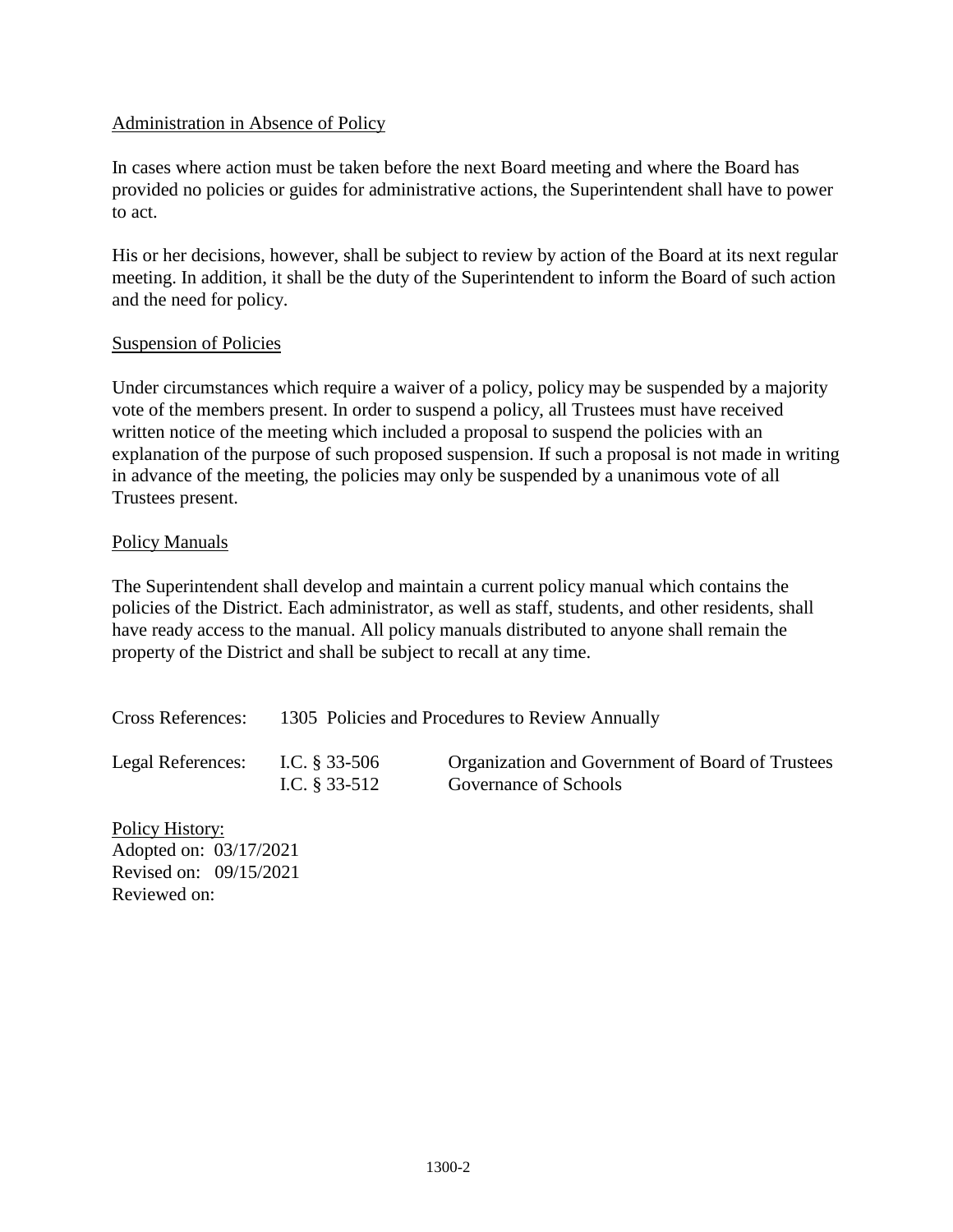Administration in Absence of Policy

In cases where action must be taken before the next Board meeting and where the Board has provided no policies or guides for administrative actions, the Superintendent shall have to power to act.

His or her decisions, however, shall be subject to review by action of the Board at its next regular meeting. In addition, it shall be the duty of the Superintendent to inform the Board of such action and the need for policy.

Suspension of Policies

Under circumstances which require a waiver of a policy, policy may be suspended by a majority vote of the members present. In order to suspend a policy, all Trustees must have received written notice of the meeting which included a proposal to suspend the policies with an explanation of the purpose of such proposed suspension. If such a proposal is not made in writing in advance of the meeting, the policies may only be suspended by a unanimous vote of all Trustees present.

Policy Manuals

The Superintendent shall develop and maintain a current policy manual which contains the policies of the District. Each administrator, as well as staff, students, and other residents, shall have ready access to the manual. All policy manuals distributed to anyone shall remain the property of the District and shall be subject to recall at any time.

| | | |
|---|---|---|
| Cross References: | 1305 Policies and Procedures to Review Annually | |
| Legal References: | I.C. § 33-506 | Organization and Government of Board of Trustees |
| | I.C. § 33-512 | Governance of Schools |

Policy History:
Adopted on: 03/17/2021
Revised on: 09/15/2021
Reviewed on: